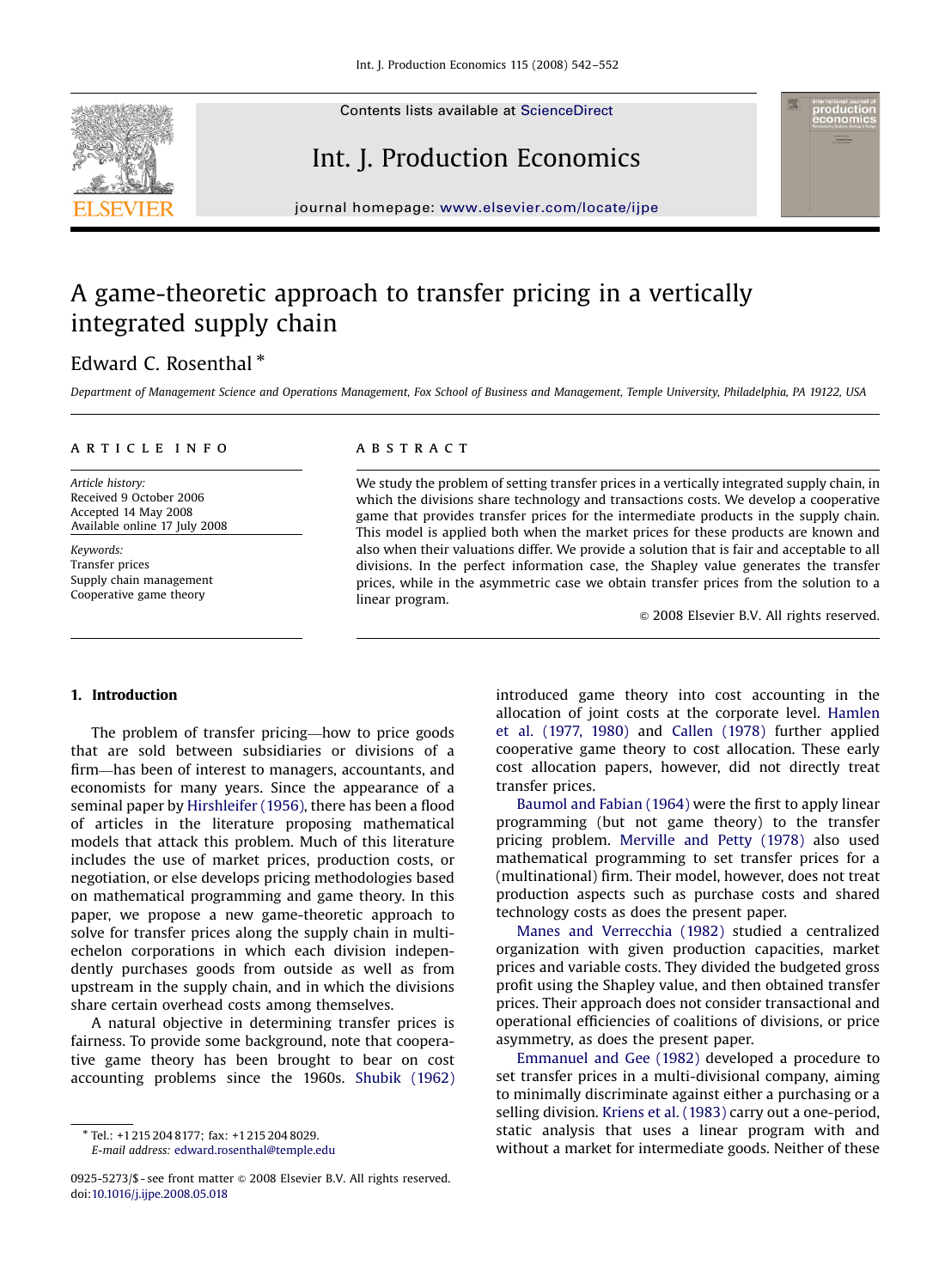Contents lists available at ScienceDirect

# Int. J. Production Economics

journal homepage: www.elsevier.com/locate/ijpe

# A game-theoretic approach to transfer pricing in a vertically integrated supply chain

Edward C. Rosenthal *

*Department of Management Science and Operations Management, Fox School of Business and Management, Temple University, Philadelphia, PA 19122, USA*

**ARTICLE INFO**

*Article history:*
Received 9 October 2006
Accepted 14 May 2008
Available online 17 July 2008

*Keywords:*
Transfer prices
Supply chain management
Cooperative game theory

**ABSTRACT**

We study the problem of setting transfer prices in a vertically integrated supply chain, in which the divisions share technology and transactions costs. We develop a cooperative game that provides transfer prices for the intermediate products in the supply chain. This model is applied both when the market prices for these products are known and also when their valuations differ. We provide a solution that is fair and acceptable to all divisions. In the perfect information case, the Shapley value generates the transfer prices, while in the asymmetric case we obtain transfer prices from the solution to a linear program.

© 2008 Elsevier B.V. All rights reserved.

## 1. Introduction

The problem of transfer pricing—how to price goods that are sold between subsidiaries or divisions of a firm—has been of interest to managers, accountants, and economists for many years. Since the appearance of a seminal paper by Hirshleifer (1956), there has been a flood of articles in the literature proposing mathematical models that attack this problem. Much of this literature includes the use of market prices, production costs, or negotiation, or else develops pricing methodologies based on mathematical programming and game theory. In this paper, we propose a new game-theoretic approach to solve for transfer prices along the supply chain in multi-echelon corporations in which each division independently purchases goods from outside as well as from upstream in the supply chain, and in which the divisions share certain overhead costs among themselves.

A natural objective in determining transfer prices is fairness. To provide some background, note that cooperative game theory has been brought to bear on cost accounting problems since the 1960s. Shubik (1962) introduced game theory into cost accounting in the allocation of joint costs at the corporate level. Hamlen et al. (1977, 1980) and Callen (1978) further applied cooperative game theory to cost allocation. These early cost allocation papers, however, did not directly treat transfer prices.

Baumol and Fabian (1964) were the first to apply linear programming (but not game theory) to the transfer pricing problem. Merville and Petty (1978) also used mathematical programming to set transfer prices for a (multinational) firm. Their model, however, does not treat production aspects such as purchase costs and shared technology costs as does the present paper.

Manes and Verrecchia (1982) studied a centralized organization with given production capacities, market prices and variable costs. They divided the budgeted gross profit using the Shapley value, and then obtained transfer prices. Their approach does not consider transactional and operational efficiencies of coalitions of divisions, or price asymmetry, as does the present paper.

Emmanuel and Gee (1982) developed a procedure to set transfer prices in a multi-divisional company, aiming to minimally discriminate against either a purchasing or a selling division. Kriens et al. (1983) carry out a one-period, static analysis that uses a linear program with and without a market for intermediate goods. Neither of these

---

* Tel.: +1 215 204 8177; fax: +1 215 204 8029.
*E-mail address:* edward.rosenthal@temple.edu

0925-5273/$ - see front matter © 2008 Elsevier B.V. All rights reserved.
doi:10.1016/j.ijpe.2008.05.018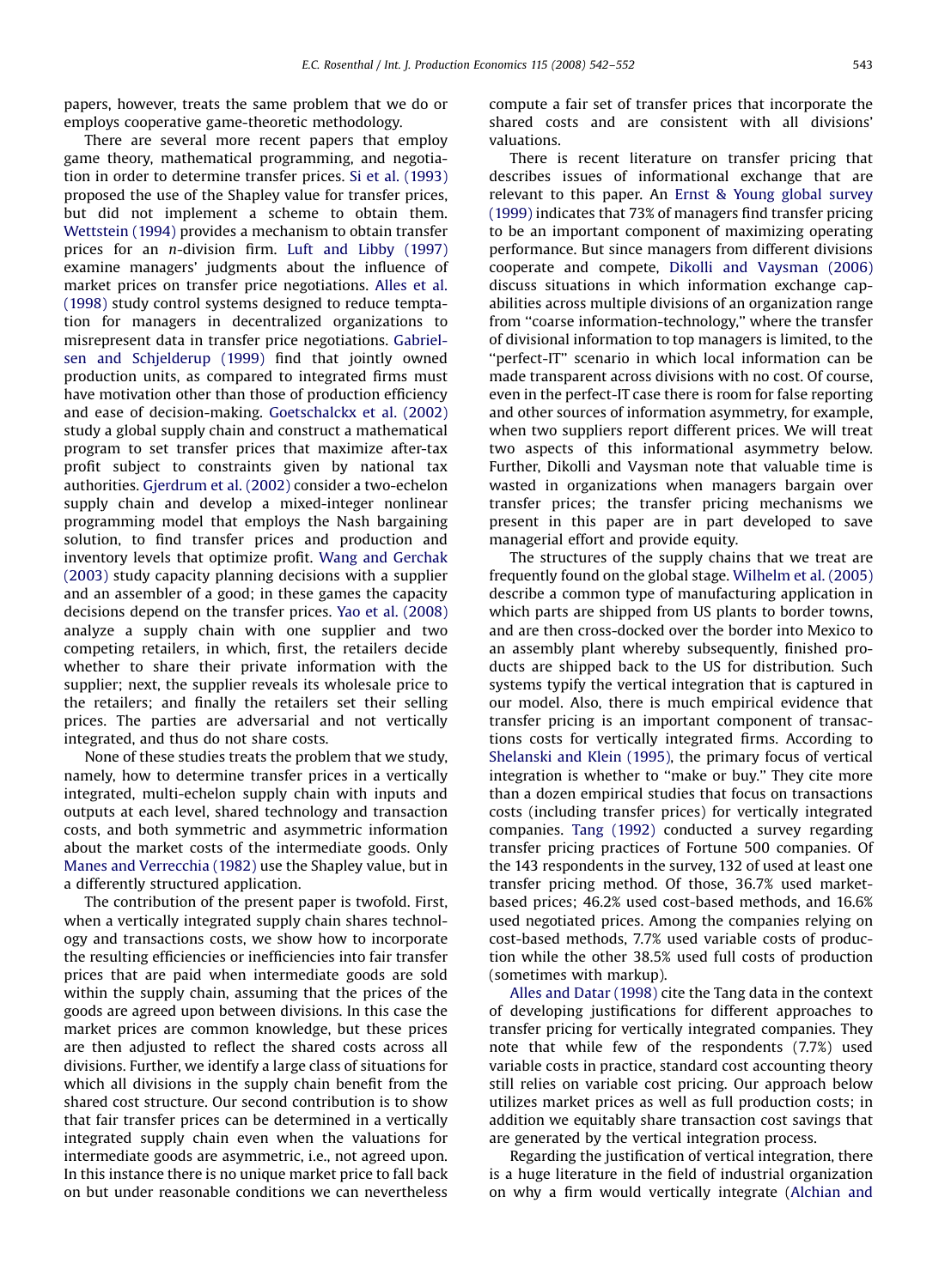papers, however, treats the same problem that we do or employs cooperative game-theoretic methodology.

There are several more recent papers that employ game theory, mathematical programming, and negotiation in order to determine transfer prices. Si et al. (1993) proposed the use of the Shapley value for transfer prices, but did not implement a scheme to obtain them. Wettstein (1994) provides a mechanism to obtain transfer prices for an $n$-division firm. Luft and Libby (1997) examine managers' judgments about the influence of market prices on transfer price negotiations. Alles et al. (1998) study control systems designed to reduce temptation for managers in decentralized organizations to misrepresent data in transfer price negotiations. Gabrielsen and Schjelderup (1999) find that jointly owned production units, as compared to integrated firms must have motivation other than those of production efficiency and ease of decision-making. Goetschalckx et al. (2002) study a global supply chain and construct a mathematical program to set transfer prices that maximize after-tax profit subject to constraints given by national tax authorities. Gjerdrum et al. (2002) consider a two-echelon supply chain and develop a mixed-integer nonlinear programming model that employs the Nash bargaining solution, to find transfer prices and production and inventory levels that optimize profit. Wang and Gerchak (2003) study capacity planning decisions with a supplier and an assembler of a good; in these games the capacity decisions depend on the transfer prices. Yao et al. (2008) analyze a supply chain with one supplier and two competing retailers, in which, first, the retailers decide whether to share their private information with the supplier; next, the supplier reveals its wholesale price to the retailers; and finally the retailers set their selling prices. The parties are adversarial and not vertically integrated, and thus do not share costs.

None of these studies treats the problem that we study, namely, how to determine transfer prices in a vertically integrated, multi-echelon supply chain with inputs and outputs at each level, shared technology and transaction costs, and both symmetric and asymmetric information about the market costs of the intermediate goods. Only Manes and Verrecchia (1982) use the Shapley value, but in a differently structured application.

The contribution of the present paper is twofold. First, when a vertically integrated supply chain shares technology and transactions costs, we show how to incorporate the resulting efficiencies or inefficiencies into fair transfer prices that are paid when intermediate goods are sold within the supply chain, assuming that the prices of the goods are agreed upon between divisions. In this case the market prices are common knowledge, but these prices are then adjusted to reflect the shared costs across all divisions. Further, we identify a large class of situations for which all divisions in the supply chain benefit from the shared cost structure. Our second contribution is to show that fair transfer prices can be determined in a vertically integrated supply chain even when the valuations for intermediate goods are asymmetric, i.e., not agreed upon. In this instance there is no unique market price to fall back on but under reasonable conditions we can nevertheless compute a fair set of transfer prices that incorporate the shared costs and are consistent with all divisions' valuations.

There is recent literature on transfer pricing that describes issues of informational exchange that are relevant to this paper. An Ernst & Young global survey (1999) indicates that 73% of managers find transfer pricing to be an important component of maximizing operating performance. But since managers from different divisions cooperate and compete, Dikolli and Vaysman (2006) discuss situations in which information exchange capabilities across multiple divisions of an organization range from "coarse information-technology," where the transfer of divisional information to top managers is limited, to the "perfect-IT" scenario in which local information can be made transparent across divisions with no cost. Of course, even in the perfect-IT case there is room for false reporting and other sources of information asymmetry, for example, when two suppliers report different prices. We will treat two aspects of this informational asymmetry below. Further, Dikolli and Vaysman note that valuable time is wasted in organizations when managers bargain over transfer prices; the transfer pricing mechanisms we present in this paper are in part developed to save managerial effort and provide equity.

The structures of the supply chains that we treat are frequently found on the global stage. Wilhelm et al. (2005) describe a common type of manufacturing application in which parts are shipped from US plants to border towns, and are then cross-docked over the border into Mexico to an assembly plant whereby subsequently, finished products are shipped back to the US for distribution. Such systems typify the vertical integration that is captured in our model. Also, there is much empirical evidence that transfer pricing is an important component of transactions costs for vertically integrated firms. According to Shelanski and Klein (1995), the primary focus of vertical integration is whether to "make or buy." They cite more than a dozen empirical studies that focus on transactions costs (including transfer prices) for vertically integrated companies. Tang (1992) conducted a survey regarding transfer pricing practices of Fortune 500 companies. Of the 143 respondents in the survey, 132 of used at least one transfer pricing method. Of those, 36.7% used market-based prices; 46.2% used cost-based methods, and 16.6% used negotiated prices. Among the companies relying on cost-based methods, 7.7% used variable costs of production while the other 38.5% used full costs of production (sometimes with markup).

Alles and Datar (1998) cite the Tang data in the context of developing justifications for different approaches to transfer pricing for vertically integrated companies. They note that while few of the respondents (7.7%) used variable costs in practice, standard cost accounting theory still relies on variable cost pricing. Our approach below utilizes market prices as well as full production costs; in addition we equitably share transaction cost savings that are generated by the vertical integration process.

Regarding the justification of vertical integration, there is a huge literature in the field of industrial organization on why a firm would vertically integrate (Alchian and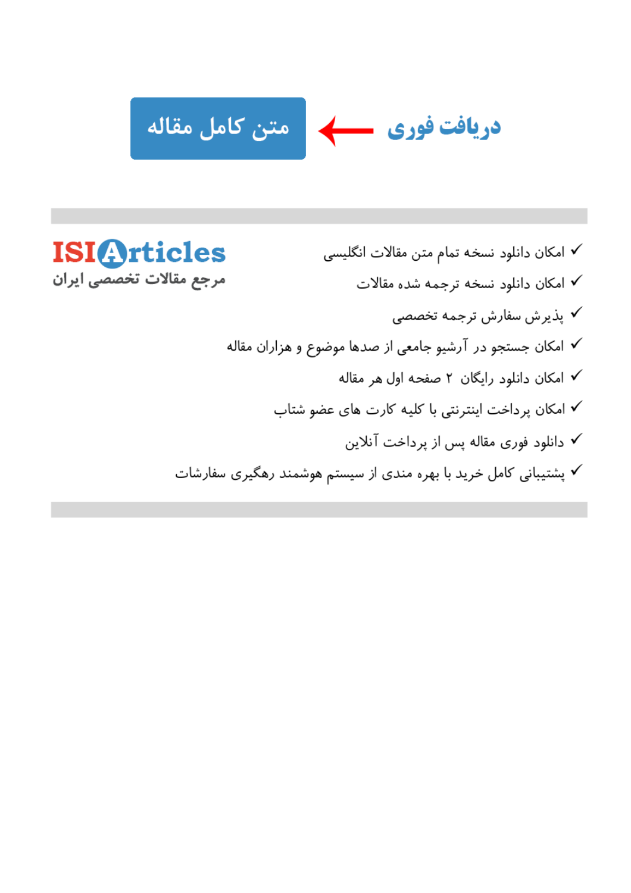دریافت فوری ← متن کامل مقاله

ISIArticles
مرجع مقالات تخصصی ایران

- ✓ امکان دانلود نسخه تمام متن مقالات انگلیسی
- ✓ امکان دانلود نسخه ترجمه شده مقالات
- ✓ پذیرش سفارش ترجمه تخصصی
- ✓ امکان جستجو در آرشیو جامعی از صدها موضوع و هزاران مقاله
- ✓ امکان دانلود رایگان ۲ صفحه اول هر مقاله
- ✓ امکان پرداخت اینترنتی با کلیه کارت های عضو شتاب
- ✓ دانلود فوری مقاله پس از پرداخت آنلاین
- ✓ پشتیبانی کامل خرید با بهره مندی از سیستم هوشمند رهگیری سفارشات